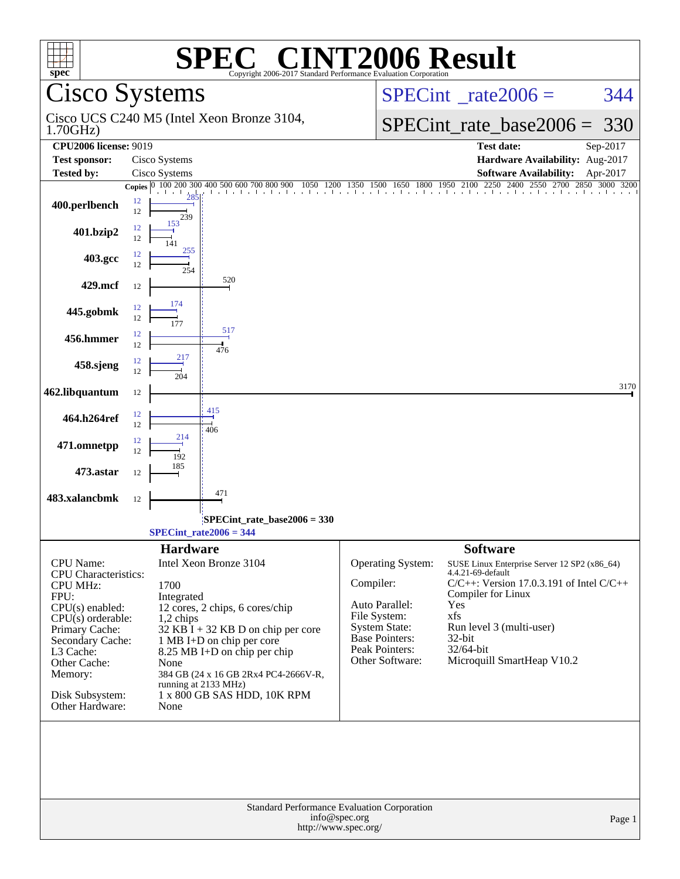# SPEC® CINT2006 Result

Copyright 2006-2017 Standard Performance Evaluation Corporation

## Cisco Systems

Cisco UCS C240 M5 (Intel Xeon Bronze 3104, 1.70GHz)

SPECint_rate2006 = 344

SPECint_rate_base2006 = 330

| | | | |
|---|---|---|---|
| **CPU2006 license:** 9019 | | **Test date:** | Sep-2017 |
| **Test sponsor:** | Cisco Systems | **Hardware Availability:** | Aug-2017 |
| **Tested by:** | Cisco Systems | **Software Availability:** | Apr-2017 |

Copies 0 100 200 300 400 500 600 700 800 900 1050 1200 1350 1500 1650 1800 1950 2100 2250 2400 2550 2700 2850 3000 3200

400.perlbench 12 12 285 239

401.bzip2 12 12 153 141

403.gcc 12 12 255 254

429.mcf 12 520

445.gobmk 12 12 174 177

456.hmmer 12 12 517 476

458.sjeng 12 12 217 204

462.libquantum 12 3170

464.h264ref 12 12 415 406

471.omnetpp 12 12 214 192

473.astar 12 185

483.xalancbmk 12 471

SPECint_rate_base2006 = 330

SPECint_rate2006 = 344

### Hardware

| | |
|---|---|
| CPU Name: | Intel Xeon Bronze 3104 |
| CPU Characteristics: | |
| CPU MHz: | 1700 |
| FPU: | Integrated |
| CPU(s) enabled: | 12 cores, 2 chips, 6 cores/chip |
| CPU(s) orderable: | 1,2 chips |
| Primary Cache: | 32 KB I + 32 KB D on chip per core |
| Secondary Cache: | 1 MB I+D on chip per core |
| L3 Cache: | 8.25 MB I+D on chip per chip |
| Other Cache: | None |
| Memory: | 384 GB (24 x 16 GB 2Rx4 PC4-2666V-R, running at 2133 MHz) |
| Disk Subsystem: | 1 x 800 GB SAS HDD, 10K RPM |
| Other Hardware: | None |

### Software

| | |
|---|---|
| Operating System: | SUSE Linux Enterprise Server 12 SP2 (x86_64) 4.4.21-69-default |
| Compiler: | C/C++: Version 17.0.3.191 of Intel C/C++ Compiler for Linux |
| Auto Parallel: | Yes |
| File System: | xfs |
| System State: | Run level 3 (multi-user) |
| Base Pointers: | 32-bit |
| Peak Pointers: | 32/64-bit |
| Other Software: | Microquill SmartHeap V10.2 |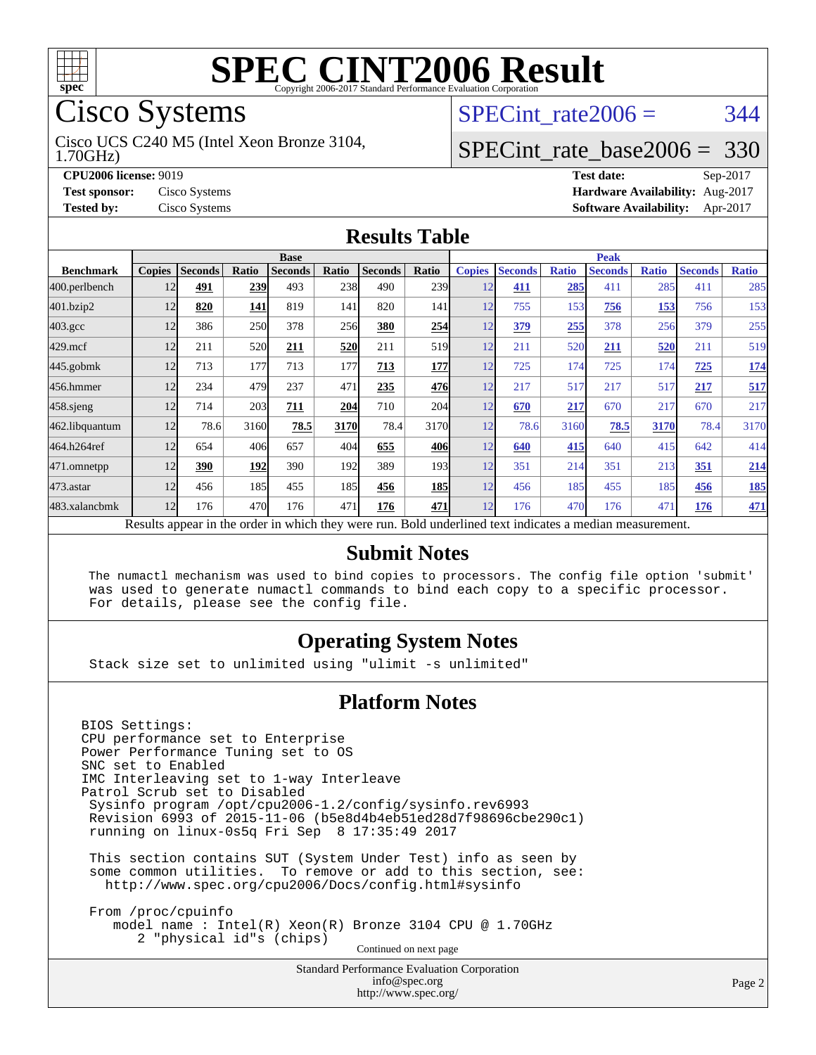# SPEC CINT2006 Result

Copyright 2006-2017 Standard Performance Evaluation Corporation

## Cisco Systems

Cisco UCS C240 M5 (Intel Xeon Bronze 3104, 1.70GHz)

SPECint_rate2006 = 344

SPECint_rate_base2006 = 330

**CPU2006 license:** 9019

**Test sponsor:** Cisco Systems

**Tested by:** Cisco Systems

**Test date:** Sep-2017

**Hardware Availability:** Aug-2017

**Software Availability:** Apr-2017

### Results Table

| | Base | | | | | | | Peak | | | | | | |
|---|---|---|---|---|---|---|---|---|---|---|---|---|---|---|
| **Benchmark** | **Copies** | **Seconds** | **Ratio** | **Seconds** | **Ratio** | **Seconds** | **Ratio** | **Copies** | **Seconds** | **Ratio** | **Seconds** | **Ratio** | **Seconds** | **Ratio** |
| 400.perlbench | 12 | **491** | **239** | 493 | 238 | 490 | 239 | 12 | **411** | **285** | 411 | 285 | 411 | 285 |
| 401.bzip2 | 12 | **820** | **141** | 819 | 141 | 820 | 141 | 12 | 755 | 153 | **756** | **153** | 756 | 153 |
| 403.gcc | 12 | 386 | 250 | 378 | 256 | **380** | **254** | 12 | **379** | **255** | 378 | 256 | 379 | 255 |
| 429.mcf | 12 | 211 | 520 | **211** | **520** | 211 | 519 | 12 | 211 | 520 | **211** | **520** | 211 | 519 |
| 445.gobmk | 12 | 713 | 177 | 713 | 177 | **713** | **177** | 12 | 725 | 174 | 725 | 174 | **725** | **174** |
| 456.hmmer | 12 | 234 | 479 | 237 | 471 | **235** | **476** | 12 | 217 | 517 | 217 | 517 | **217** | **517** |
| 458.sjeng | 12 | 714 | 203 | **711** | **204** | 710 | 204 | 12 | **670** | **217** | 670 | 217 | 670 | 217 |
| 462.libquantum | 12 | 78.6 | 3160 | **78.5** | **3170** | 78.4 | 3170 | 12 | 78.6 | 3160 | **78.5** | **3170** | 78.4 | 3170 |
| 464.h264ref | 12 | 654 | 406 | 657 | 404 | **655** | **406** | 12 | **640** | **415** | 640 | 415 | 642 | 414 |
| 471.omnetpp | 12 | **390** | **192** | 390 | 192 | 389 | 193 | 12 | 351 | 214 | 351 | 213 | **351** | **214** |
| 473.astar | 12 | 456 | 185 | 455 | 185 | **456** | **185** | 12 | 456 | 185 | 455 | 185 | **456** | **185** |
| 483.xalancbmk | 12 | 176 | 470 | 176 | 471 | **176** | **471** | 12 | 176 | 470 | 176 | 471 | **176** | **471** |

Results appear in the order in which they were run. Bold underlined text indicates a median measurement.

### Submit Notes

```
The numactl mechanism was used to bind copies to processors. The config file option 'submit'
was used to generate numactl commands to bind each copy to a specific processor.
For details, please see the config file.
```

### Operating System Notes

```
Stack size set to unlimited using "ulimit -s unlimited"
```

### Platform Notes

```
BIOS Settings:
CPU performance set to Enterprise
Power Performance Tuning set to OS
SNC set to Enabled
IMC Interleaving set to 1-way Interleave
Patrol Scrub set to Disabled
 Sysinfo program /opt/cpu2006-1.2/config/sysinfo.rev6993
 Revision 6993 of 2015-11-06 (b5e8d4b4eb51ed28d7f98696cbe290c1)
 running on linux-0s5q Fri Sep  8 17:35:49 2017

 This section contains SUT (System Under Test) info as seen by
 some common utilities.  To remove or add to this section, see:
   http://www.spec.org/cpu2006/Docs/config.html#sysinfo

 From /proc/cpuinfo
    model name : Intel(R) Xeon(R) Bronze 3104 CPU @ 1.70GHz
       2 "physical id"s (chips)
```

Continued on next page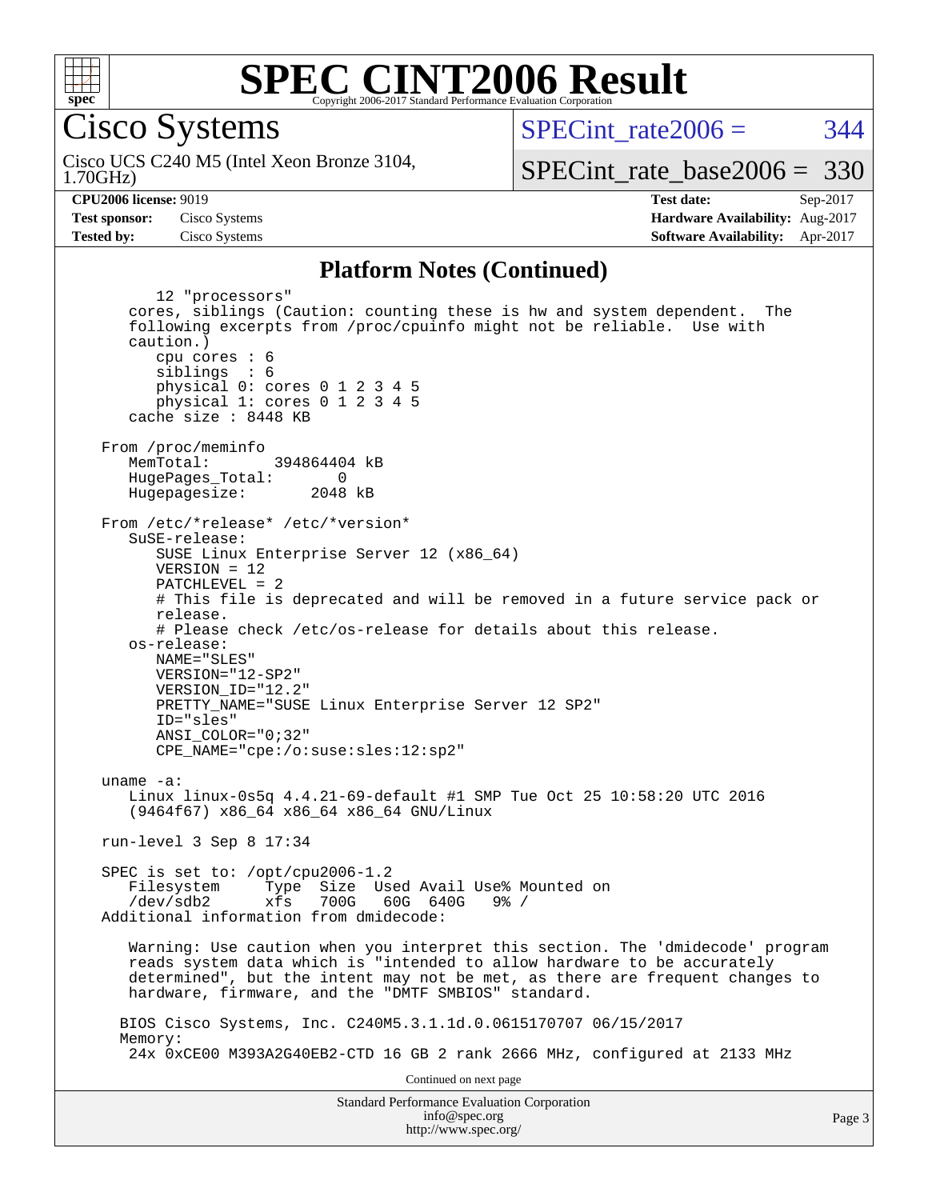# SPEC CINT2006 Result

Copyright 2006-2017 Standard Performance Evaluation Corporation

## Cisco Systems

Cisco UCS C240 M5 (Intel Xeon Bronze 3104, 1.70GHz)

SPECint_rate2006 = 344

SPECint_rate_base2006 = 330

| | | | |
|---|---|---|---|
| **CPU2006 license:** 9019 | | **Test date:** | Sep-2017 |
| **Test sponsor:** | Cisco Systems | **Hardware Availability:** | Aug-2017 |
| **Tested by:** | Cisco Systems | **Software Availability:** | Apr-2017 |

### Platform Notes (Continued)

```
        12 "processors"
     cores, siblings (Caution: counting these is hw and system dependent.  The
     following excerpts from /proc/cpuinfo might not be reliable.  Use with
     caution.)
        cpu cores : 6
        siblings  : 6
        physical 0: cores 0 1 2 3 4 5
        physical 1: cores 0 1 2 3 4 5
     cache size : 8448 KB

  From /proc/meminfo
     MemTotal:       394864404 kB
     HugePages_Total:       0
     Hugepagesize:       2048 kB

  From /etc/*release* /etc/*version*
     SuSE-release:
        SUSE Linux Enterprise Server 12 (x86_64)
        VERSION = 12
        PATCHLEVEL = 2
        # This file is deprecated and will be removed in a future service pack or
        release.
        # Please check /etc/os-release for details about this release.
     os-release:
        NAME="SLES"
        VERSION="12-SP2"
        VERSION_ID="12.2"
        PRETTY_NAME="SUSE Linux Enterprise Server 12 SP2"
        ID="sles"
        ANSI_COLOR="0;32"
        CPE_NAME="cpe:/o:suse:sles:12:sp2"

  uname -a:
     Linux linux-0s5q 4.4.21-69-default #1 SMP Tue Oct 25 10:58:20 UTC 2016
     (9464f67) x86_64 x86_64 x86_64 GNU/Linux

  run-level 3 Sep 8 17:34

  SPEC is set to: /opt/cpu2006-1.2
     Filesystem     Type  Size  Used Avail Use% Mounted on
     /dev/sdb2      xfs   700G   60G  640G   9% /
  Additional information from dmidecode:

     Warning: Use caution when you interpret this section. The 'dmidecode' program
     reads system data which is "intended to allow hardware to be accurately
     determined", but the intent may not be met, as there are frequent changes to
     hardware, firmware, and the "DMTF SMBIOS" standard.

    BIOS Cisco Systems, Inc. C240M5.3.1.1d.0.0615170707 06/15/2017
    Memory:
     24x 0xCE00 M393A2G40EB2-CTD 16 GB 2 rank 2666 MHz, configured at 2133 MHz
```

Continued on next page

Standard Performance Evaluation Corporation
info@spec.org
http://www.spec.org/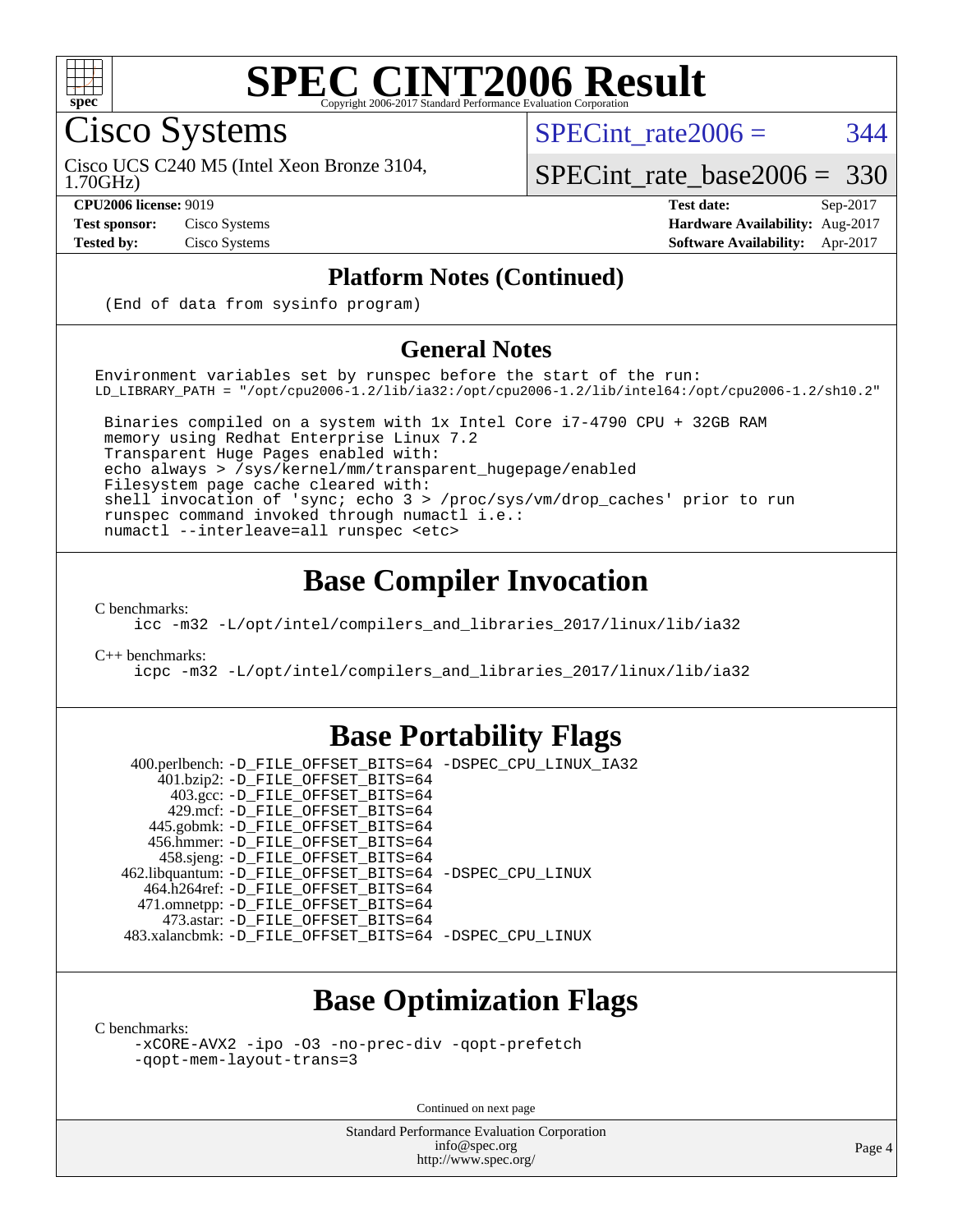# SPEC CINT2006 Result

Copyright 2006-2017 Standard Performance Evaluation Corporation

## Cisco Systems

Cisco UCS C240 M5 (Intel Xeon Bronze 3104, 1.70GHz)

SPECint_rate2006 = 344

SPECint_rate_base2006 = 330

| | | | |
|---|---|---|---|
| **CPU2006 license:** 9019 | | **Test date:** | Sep-2017 |
| **Test sponsor:** | Cisco Systems | **Hardware Availability:** | Aug-2017 |
| **Tested by:** | Cisco Systems | **Software Availability:** | Apr-2017 |

## Platform Notes (Continued)

```
(End of data from sysinfo program)
```

## General Notes

```
Environment variables set by runspec before the start of the run:
LD_LIBRARY_PATH = "/opt/cpu2006-1.2/lib/ia32:/opt/cpu2006-1.2/lib/intel64:/opt/cpu2006-1.2/sh10.2"

 Binaries compiled on a system with 1x Intel Core i7-4790 CPU + 32GB RAM
 memory using Redhat Enterprise Linux 7.2
 Transparent Huge Pages enabled with:
 echo always > /sys/kernel/mm/transparent_hugepage/enabled
 Filesystem page cache cleared with:
 shell invocation of 'sync; echo 3 > /proc/sys/vm/drop_caches' prior to run
 runspec command invoked through numactl i.e.:
 numactl --interleave=all runspec <etc>
```

## Base Compiler Invocation

C benchmarks:

```
icc -m32 -L/opt/intel/compilers_and_libraries_2017/linux/lib/ia32
```

C++ benchmarks:

```
icpc -m32 -L/opt/intel/compilers_and_libraries_2017/linux/lib/ia32
```

## Base Portability Flags

```
   400.perlbench: -D_FILE_OFFSET_BITS=64 -DSPEC_CPU_LINUX_IA32
       401.bzip2: -D_FILE_OFFSET_BITS=64
         403.gcc: -D_FILE_OFFSET_BITS=64
         429.mcf: -D_FILE_OFFSET_BITS=64
       445.gobmk: -D_FILE_OFFSET_BITS=64
      456.hmmer: -D_FILE_OFFSET_BITS=64
      458.sjeng: -D_FILE_OFFSET_BITS=64
 462.libquantum: -D_FILE_OFFSET_BITS=64 -DSPEC_CPU_LINUX
    464.h264ref: -D_FILE_OFFSET_BITS=64
    471.omnetpp: -D_FILE_OFFSET_BITS=64
      473.astar: -D_FILE_OFFSET_BITS=64
 483.xalancbmk: -D_FILE_OFFSET_BITS=64 -DSPEC_CPU_LINUX
```

## Base Optimization Flags

C benchmarks:

```
-xCORE-AVX2 -ipo -O3 -no-prec-div -qopt-prefetch
-qopt-mem-layout-trans=3
```

Continued on next page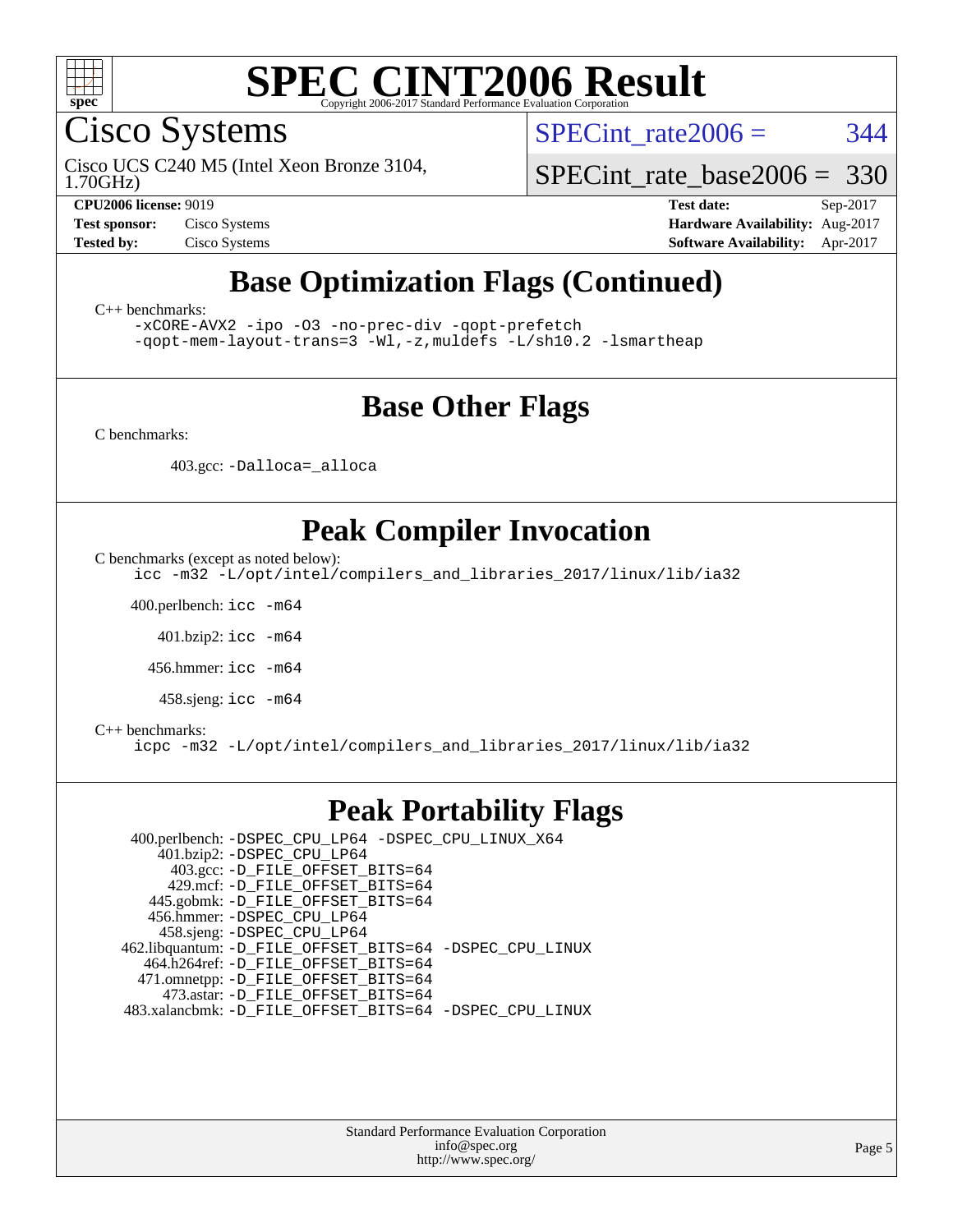# SPEC CINT2006 Result

Copyright 2006-2017 Standard Performance Evaluation Corporation

## Cisco Systems

Cisco UCS C240 M5 (Intel Xeon Bronze 3104, 1.70GHz)

SPECint_rate2006 = 344

SPECint_rate_base2006 = 330

**CPU2006 license:** 9019 | **Test date:** Sep-2017
**Test sponsor:** Cisco Systems | **Hardware Availability:** Aug-2017
**Tested by:** Cisco Systems | **Software Availability:** Apr-2017

## Base Optimization Flags (Continued)

C++ benchmarks:

```
-xCORE-AVX2 -ipo -O3 -no-prec-div -qopt-prefetch
-qopt-mem-layout-trans=3 -Wl,-z,muldefs -L/sh10.2 -lsmartheap
```

## Base Other Flags

C benchmarks:

403.gcc: `-Dalloca=_alloca`

## Peak Compiler Invocation

C benchmarks (except as noted below):

```
icc -m32 -L/opt/intel/compilers_and_libraries_2017/linux/lib/ia32
```

400.perlbench: `icc -m64`

401.bzip2: `icc -m64`

456.hmmer: `icc -m64`

458.sjeng: `icc -m64`

C++ benchmarks:

```
icpc -m32 -L/opt/intel/compilers_and_libraries_2017/linux/lib/ia32
```

## Peak Portability Flags

400.perlbench: `-DSPEC_CPU_LP64 -DSPEC_CPU_LINUX_X64`
401.bzip2: `-DSPEC_CPU_LP64`
403.gcc: `-D_FILE_OFFSET_BITS=64`
429.mcf: `-D_FILE_OFFSET_BITS=64`
445.gobmk: `-D_FILE_OFFSET_BITS=64`
456.hmmer: `-DSPEC_CPU_LP64`
458.sjeng: `-DSPEC_CPU_LP64`
462.libquantum: `-D_FILE_OFFSET_BITS=64 -DSPEC_CPU_LINUX`
464.h264ref: `-D_FILE_OFFSET_BITS=64`
471.omnetpp: `-D_FILE_OFFSET_BITS=64`
473.astar: `-D_FILE_OFFSET_BITS=64`
483.xalancbmk: `-D_FILE_OFFSET_BITS=64 -DSPEC_CPU_LINUX`

Standard Performance Evaluation Corporation
info@spec.org
http://www.spec.org/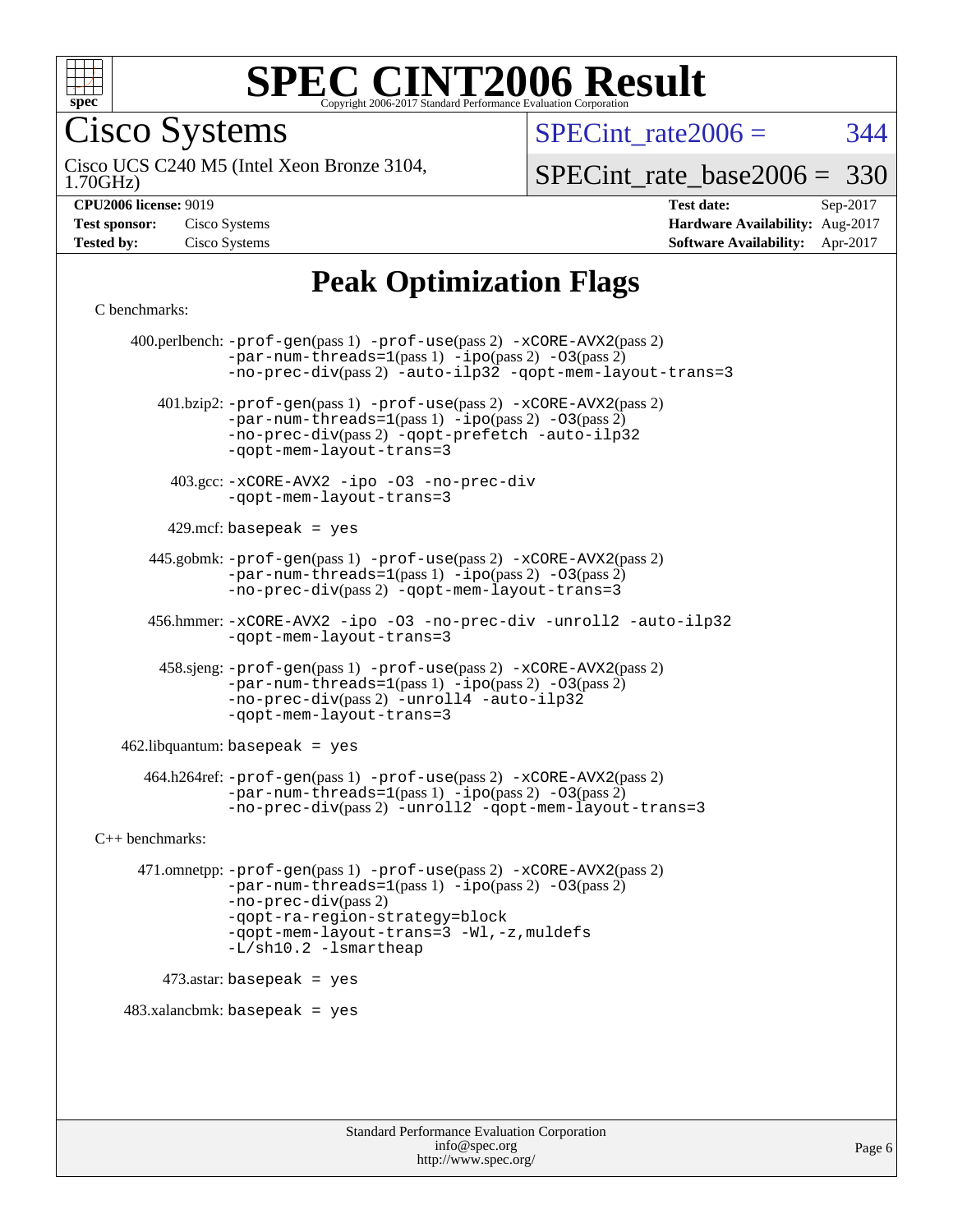# Peak Optimization Flags

C benchmarks:

400.perlbench: -prof-gen(pass 1) -prof-use(pass 2) -xCORE-AVX2(pass 2) -par-num-threads=1(pass 1) -ipo(pass 2) -O3(pass 2) -no-prec-div(pass 2) -auto-ilp32 -qopt-mem-layout-trans=3

401.bzip2: -prof-gen(pass 1) -prof-use(pass 2) -xCORE-AVX2(pass 2) -par-num-threads=1(pass 1) -ipo(pass 2) -O3(pass 2) -no-prec-div(pass 2) -qopt-prefetch -auto-ilp32 -qopt-mem-layout-trans=3

403.gcc: -xCORE-AVX2 -ipo -O3 -no-prec-div -qopt-mem-layout-trans=3

429.mcf: basepeak = yes

445.gobmk: -prof-gen(pass 1) -prof-use(pass 2) -xCORE-AVX2(pass 2) -par-num-threads=1(pass 1) -ipo(pass 2) -O3(pass 2) -no-prec-div(pass 2) -qopt-mem-layout-trans=3

456.hmmer: -xCORE-AVX2 -ipo -O3 -no-prec-div -unroll2 -auto-ilp32 -qopt-mem-layout-trans=3

458.sjeng: -prof-gen(pass 1) -prof-use(pass 2) -xCORE-AVX2(pass 2) -par-num-threads=1(pass 1) -ipo(pass 2) -O3(pass 2) -no-prec-div(pass 2) -unroll4 -auto-ilp32 -qopt-mem-layout-trans=3

462.libquantum: basepeak = yes

464.h264ref: -prof-gen(pass 1) -prof-use(pass 2) -xCORE-AVX2(pass 2) -par-num-threads=1(pass 1) -ipo(pass 2) -O3(pass 2) -no-prec-div(pass 2) -unroll2 -qopt-mem-layout-trans=3

C++ benchmarks:

471.omnetpp: -prof-gen(pass 1) -prof-use(pass 2) -xCORE-AVX2(pass 2) -par-num-threads=1(pass 1) -ipo(pass 2) -O3(pass 2) -no-prec-div(pass 2) -qopt-ra-region-strategy=block -qopt-mem-layout-trans=3 -Wl,-z,muldefs -L/sh10.2 -lsmartheap

473.astar: basepeak = yes

483.xalancbmk: basepeak = yes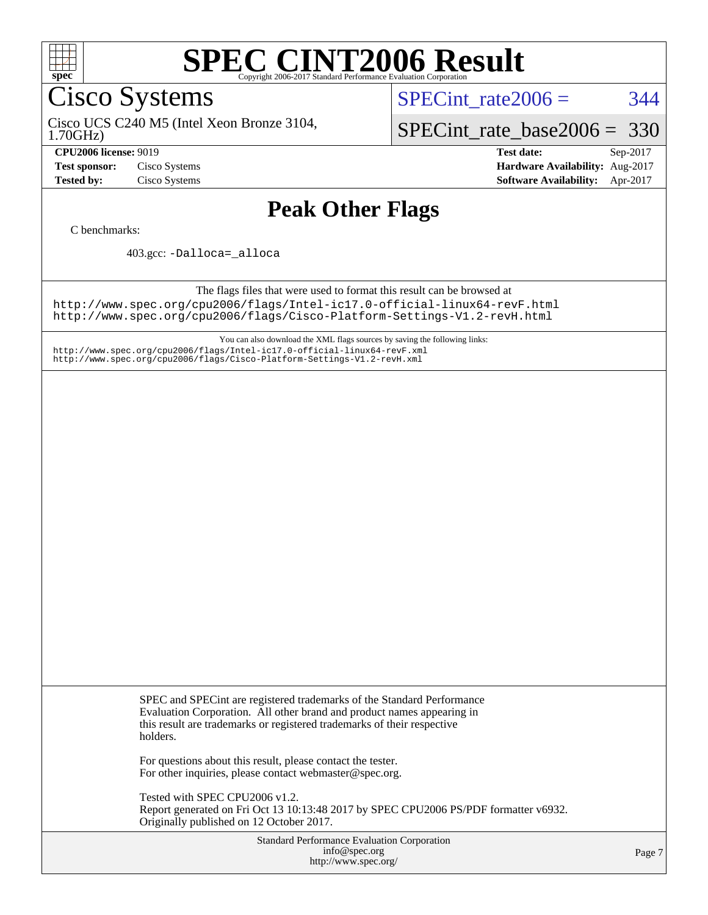# Peak Other Flags

C benchmarks:

403.gcc: -Dalloca=_alloca

The flags files that were used to format this result can be browsed at
http://www.spec.org/cpu2006/flags/Intel-ic17.0-official-linux64-revF.html
http://www.spec.org/cpu2006/flags/Cisco-Platform-Settings-V1.2-revH.html

You can also download the XML flags sources by saving the following links:
http://www.spec.org/cpu2006/flags/Intel-ic17.0-official-linux64-revF.xml
http://www.spec.org/cpu2006/flags/Cisco-Platform-Settings-V1.2-revH.xml

SPEC and SPECint are registered trademarks of the Standard Performance Evaluation Corporation. All other brand and product names appearing in this result are trademarks or registered trademarks of their respective holders.

For questions about this result, please contact the tester.
For other inquiries, please contact webmaster@spec.org.

Tested with SPEC CPU2006 v1.2.
Report generated on Fri Oct 13 10:13:48 2017 by SPEC CPU2006 PS/PDF formatter v6932.
Originally published on 12 October 2017.